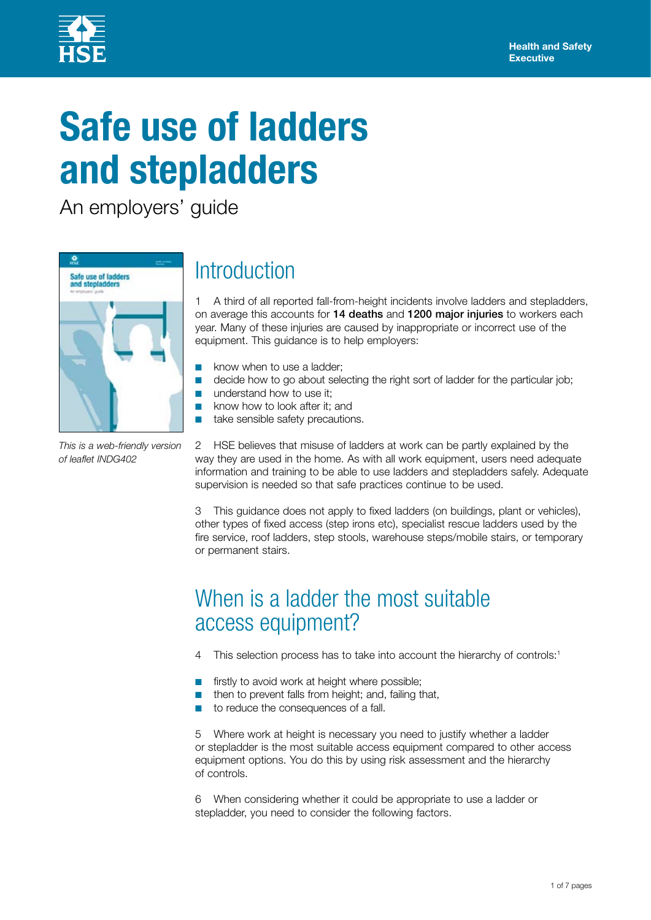Health and Safety Executive

# Safe use of ladders and stepladders

An employers' guide

*This is a web-friendly version of leaflet INDG402*

## Introduction

1 A third of all reported fall-from-height incidents involve ladders and stepladders, on average this accounts for **14 deaths** and **1200 major injuries** to workers each year. Many of these injuries are caused by inappropriate or incorrect use of the equipment. This guidance is to help employers:

- know when to use a ladder;
- decide how to go about selecting the right sort of ladder for the particular job;
- understand how to use it;
- know how to look after it; and
- take sensible safety precautions.

2 HSE believes that misuse of ladders at work can be partly explained by the way they are used in the home. As with all work equipment, users need adequate information and training to be able to use ladders and stepladders safely. Adequate supervision is needed so that safe practices continue to be used.

3 This guidance does not apply to fixed ladders (on buildings, plant or vehicles), other types of fixed access (step irons etc), specialist rescue ladders used by the fire service, roof ladders, step stools, warehouse steps/mobile stairs, or temporary or permanent stairs.

## When is a ladder the most suitable access equipment?

4 This selection process has to take into account the hierarchy of controls:[1]

- firstly to avoid work at height where possible;
- then to prevent falls from height; and, failing that,
- to reduce the consequences of a fall.

5 Where work at height is necessary you need to justify whether a ladder or stepladder is the most suitable access equipment compared to other access equipment options. You do this by using risk assessment and the hierarchy of controls.

6 When considering whether it could be appropriate to use a ladder or stepladder, you need to consider the following factors.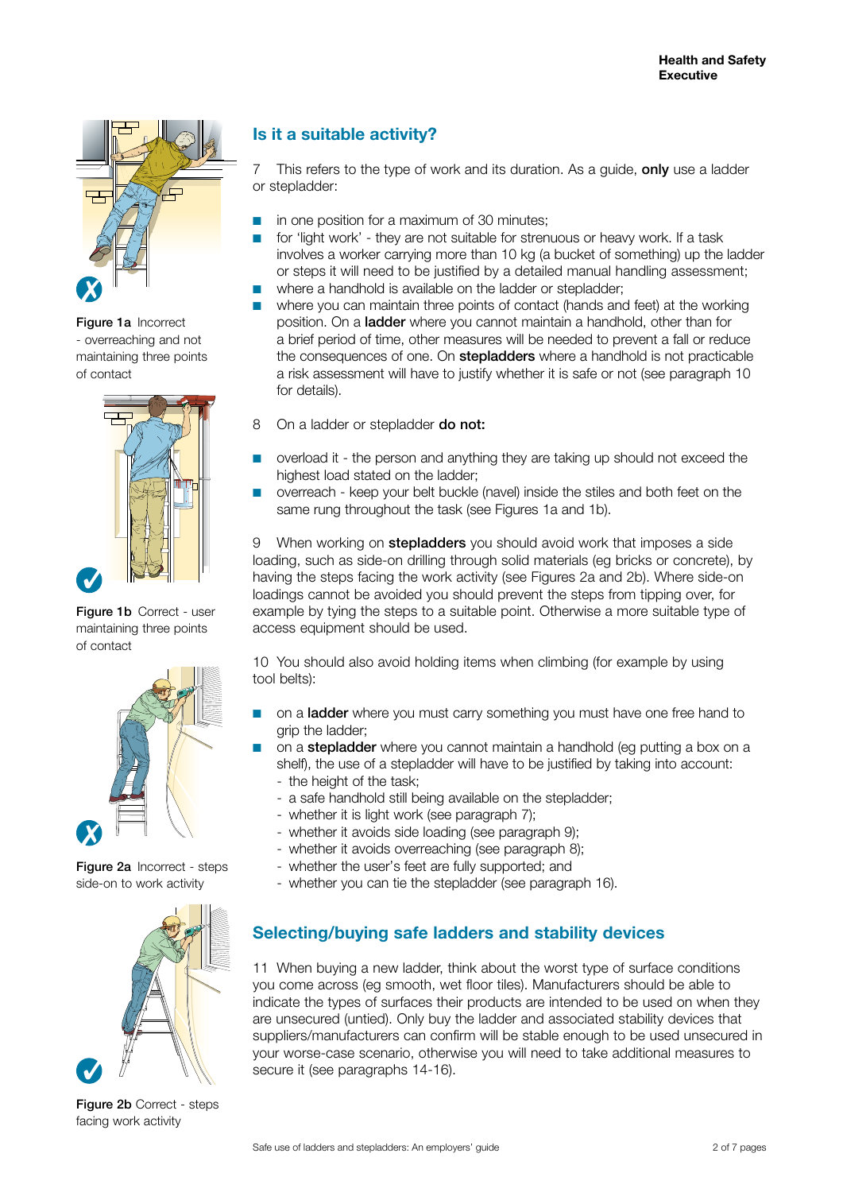Figure 1a Incorrect - overreaching and not maintaining three points of contact

Figure 1b Correct - user maintaining three points of contact

Figure 2a Incorrect - steps side-on to work activity

Figure 2b Correct - steps facing work activity

## Is it a suitable activity?

7 This refers to the type of work and its duration. As a guide, **only** use a ladder or stepladder:

- in one position for a maximum of 30 minutes;
- for 'light work' - they are not suitable for strenuous or heavy work. If a task involves a worker carrying more than 10 kg (a bucket of something) up the ladder or steps it will need to be justified by a detailed manual handling assessment;
- where a handhold is available on the ladder or stepladder;
- where you can maintain three points of contact (hands and feet) at the working position. On a **ladder** where you cannot maintain a handhold, other than for a brief period of time, other measures will be needed to prevent a fall or reduce the consequences of one. On **stepladders** where a handhold is not practicable a risk assessment will have to justify whether it is safe or not (see paragraph 10 for details).

8 On a ladder or stepladder **do not:**

- overload it - the person and anything they are taking up should not exceed the highest load stated on the ladder;
- overreach - keep your belt buckle (navel) inside the stiles and both feet on the same rung throughout the task (see Figures 1a and 1b).

9 When working on **stepladders** you should avoid work that imposes a side loading, such as side-on drilling through solid materials (eg bricks or concrete), by having the steps facing the work activity (see Figures 2a and 2b). Where side-on loadings cannot be avoided you should prevent the steps from tipping over, for example by tying the steps to a suitable point. Otherwise a more suitable type of access equipment should be used.

10 You should also avoid holding items when climbing (for example by using tool belts):

- on a **ladder** where you must carry something you must have one free hand to grip the ladder;
- on a **stepladder** where you cannot maintain a handhold (eg putting a box on a shelf), the use of a stepladder will have to be justified by taking into account:
  - the height of the task;
  - a safe handhold still being available on the stepladder;
  - whether it is light work (see paragraph 7);
  - whether it avoids side loading (see paragraph 9);
  - whether it avoids overreaching (see paragraph 8);
  - whether the user's feet are fully supported; and
  - whether you can tie the stepladder (see paragraph 16).

## Selecting/buying safe ladders and stability devices

11 When buying a new ladder, think about the worst type of surface conditions you come across (eg smooth, wet floor tiles). Manufacturers should be able to indicate the types of surfaces their products are intended to be used on when they are unsecured (untied). Only buy the ladder and associated stability devices that suppliers/manufacturers can confirm will be stable enough to be used unsecured in your worse-case scenario, otherwise you will need to take additional measures to secure it (see paragraphs 14-16).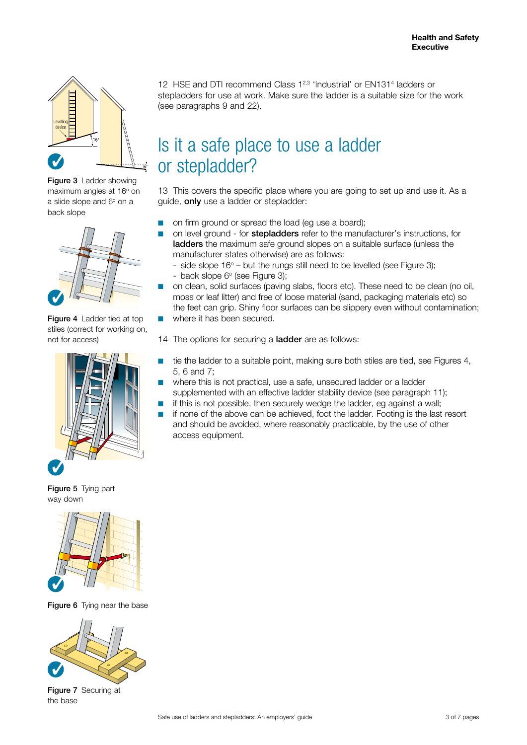Figure 3 Ladder showing maximum angles at 16° on a slide slope and 6° on a back slope

Figure 4 Ladder tied at top stiles (correct for working on, not for access)

Figure 5 Tying part way down

Figure 6 Tying near the base

Figure 7 Securing at the base

12 HSE and DTI recommend Class 1[2,3] 'Industrial' or EN131[4] ladders or stepladders for use at work. Make sure the ladder is a suitable size for the work (see paragraphs 9 and 22).

## Is it a safe place to use a ladder or stepladder?

13 This covers the specific place where you are going to set up and use it. As a guide, **only** use a ladder or stepladder:

- on firm ground or spread the load (eg use a board);
- on level ground - for **stepladders** refer to the manufacturer's instructions, for **ladders** the maximum safe ground slopes on a suitable surface (unless the manufacturer states otherwise) are as follows:
  - side slope 16° – but the rungs still need to be levelled (see Figure 3);
  - back slope 6° (see Figure 3);
- on clean, solid surfaces (paving slabs, floors etc). These need to be clean (no oil, moss or leaf litter) and free of loose material (sand, packaging materials etc) so the feet can grip. Shiny floor surfaces can be slippery even without contamination;
- where it has been secured.

14 The options for securing a **ladder** are as follows:

- tie the ladder to a suitable point, making sure both stiles are tied, see Figures 4, 5, 6 and 7;
- where this is not practical, use a safe, unsecured ladder or a ladder supplemented with an effective ladder stability device (see paragraph 11);
- if this is not possible, then securely wedge the ladder, eg against a wall;
- if none of the above can be achieved, foot the ladder. Footing is the last resort and should be avoided, where reasonably practicable, by the use of other access equipment.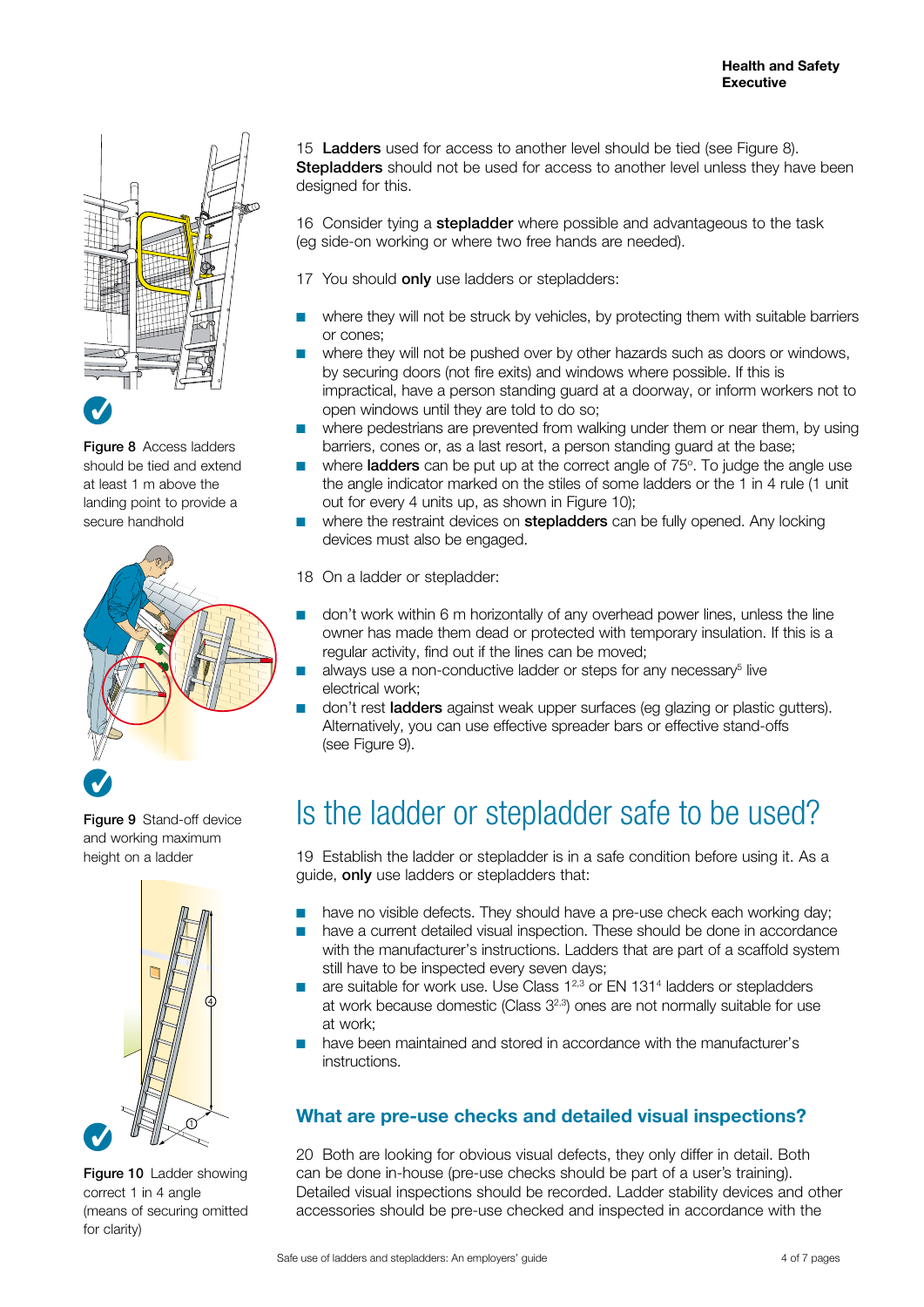Figure 8 Access ladders should be tied and extend at least 1 m above the landing point to provide a secure handhold

Figure 9 Stand-off device and working maximum height on a ladder

Figure 10 Ladder showing correct 1 in 4 angle (means of securing omitted for clarity)

15 **Ladders** used for access to another level should be tied (see Figure 8). **Stepladders** should not be used for access to another level unless they have been designed for this.

16 Consider tying a **stepladder** where possible and advantageous to the task (eg side-on working or where two free hands are needed).

17 You should **only** use ladders or stepladders:

- where they will not be struck by vehicles, by protecting them with suitable barriers or cones;
- where they will not be pushed over by other hazards such as doors or windows, by securing doors (not fire exits) and windows where possible. If this is impractical, have a person standing guard at a doorway, or inform workers not to open windows until they are told to do so;
- where pedestrians are prevented from walking under them or near them, by using barriers, cones or, as a last resort, a person standing guard at the base;
- where **ladders** can be put up at the correct angle of 75°. To judge the angle use the angle indicator marked on the stiles of some ladders or the 1 in 4 rule (1 unit out for every 4 units up, as shown in Figure 10);
- where the restraint devices on **stepladders** can be fully opened. Any locking devices must also be engaged.

18 On a ladder or stepladder:

- don't work within 6 m horizontally of any overhead power lines, unless the line owner has made them dead or protected with temporary insulation. If this is a regular activity, find out if the lines can be moved;
- always use a non-conductive ladder or steps for any necessary[5] live electrical work;
- don't rest **ladders** against weak upper surfaces (eg glazing or plastic gutters). Alternatively, you can use effective spreader bars or effective stand-offs (see Figure 9).

# Is the ladder or stepladder safe to be used?

19 Establish the ladder or stepladder is in a safe condition before using it. As a guide, **only** use ladders or stepladders that:

- have no visible defects. They should have a pre-use check each working day;
- have a current detailed visual inspection. These should be done in accordance with the manufacturer's instructions. Ladders that are part of a scaffold system still have to be inspected every seven days;
- are suitable for work use. Use Class 1[2,3] or EN 131[4] ladders or stepladders at work because domestic (Class 3[2,3]) ones are not normally suitable for use at work;
- have been maintained and stored in accordance with the manufacturer's instructions.

## What are pre-use checks and detailed visual inspections?

20 Both are looking for obvious visual defects, they only differ in detail. Both can be done in-house (pre-use checks should be part of a user's training). Detailed visual inspections should be recorded. Ladder stability devices and other accessories should be pre-use checked and inspected in accordance with the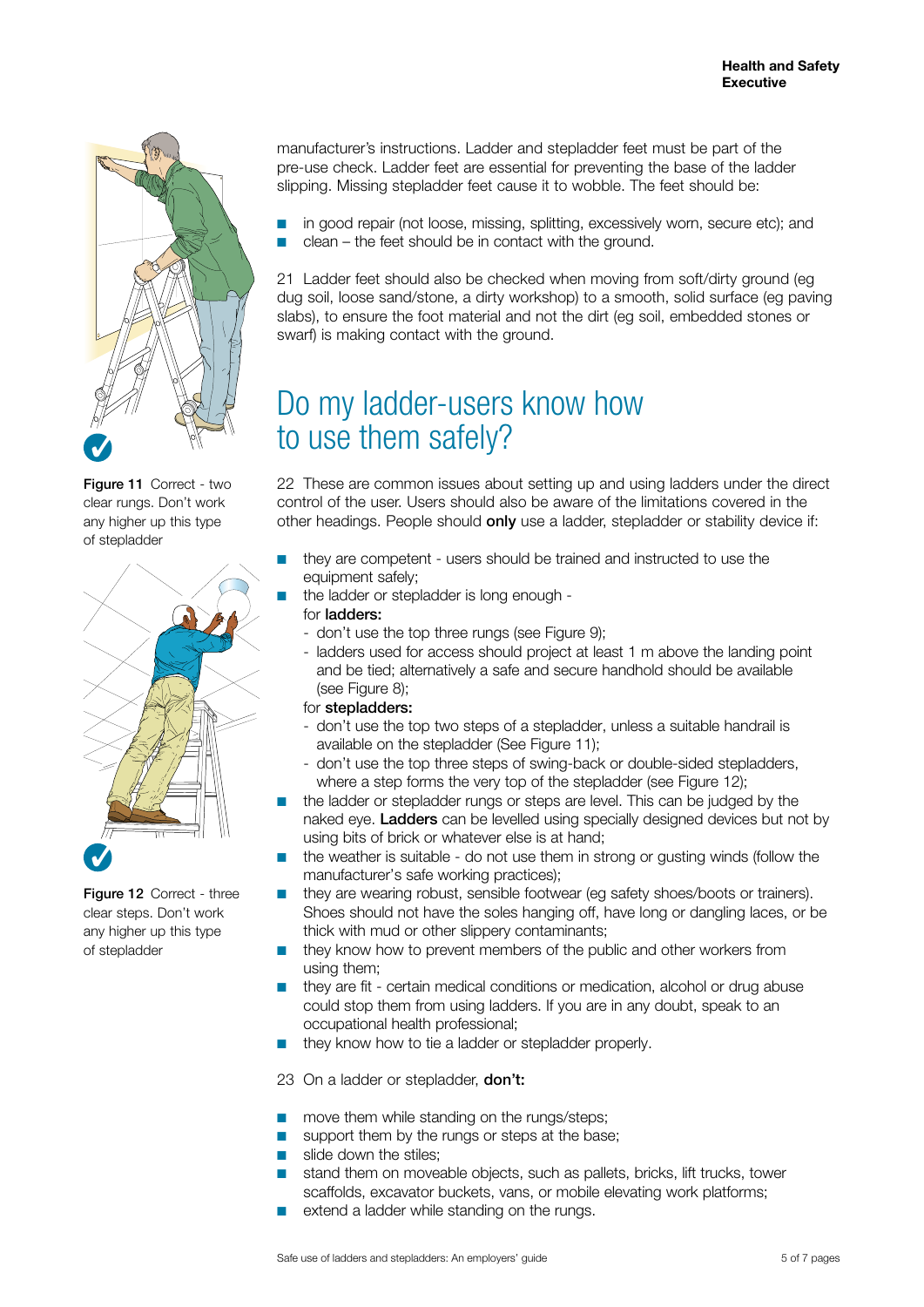manufacturer's instructions. Ladder and stepladder feet must be part of the pre-use check. Ladder feet are essential for preventing the base of the ladder slipping. Missing stepladder feet cause it to wobble. The feet should be:

- in good repair (not loose, missing, splitting, excessively worn, secure etc); and
- clean – the feet should be in contact with the ground.

21 Ladder feet should also be checked when moving from soft/dirty ground (eg dug soil, loose sand/stone, a dirty workshop) to a smooth, solid surface (eg paving slabs), to ensure the foot material and not the dirt (eg soil, embedded stones or swarf) is making contact with the ground.

**Figure 11** Correct - two clear rungs. Don't work any higher up this type of stepladder

**Figure 12** Correct - three clear steps. Don't work any higher up this type of stepladder

## Do my ladder-users know how to use them safely?

22 These are common issues about setting up and using ladders under the direct control of the user. Users should also be aware of the limitations covered in the other headings. People should **only** use a ladder, stepladder or stability device if:

- they are competent - users should be trained and instructed to use the equipment safely;
- the ladder or stepladder is long enough -
  for **ladders:**
  - don't use the top three rungs (see Figure 9);
  - ladders used for access should project at least 1 m above the landing point and be tied; alternatively a safe and secure handhold should be available (see Figure 8);

  for **stepladders:**
  - don't use the top two steps of a stepladder, unless a suitable handrail is available on the stepladder (See Figure 11);
  - don't use the top three steps of swing-back or double-sided stepladders, where a step forms the very top of the stepladder (see Figure 12);
- the ladder or stepladder rungs or steps are level. This can be judged by the naked eye. **Ladders** can be levelled using specially designed devices but not by using bits of brick or whatever else is at hand;
- the weather is suitable - do not use them in strong or gusting winds (follow the manufacturer's safe working practices);
- they are wearing robust, sensible footwear (eg safety shoes/boots or trainers). Shoes should not have the soles hanging off, have long or dangling laces, or be thick with mud or other slippery contaminants;
- they know how to prevent members of the public and other workers from using them;
- they are fit - certain medical conditions or medication, alcohol or drug abuse could stop them from using ladders. If you are in any doubt, speak to an occupational health professional;
- they know how to tie a ladder or stepladder properly.

23 On a ladder or stepladder, **don't:**

- move them while standing on the rungs/steps;
- support them by the rungs or steps at the base;
- slide down the stiles;
- stand them on moveable objects, such as pallets, bricks, lift trucks, tower scaffolds, excavator buckets, vans, or mobile elevating work platforms;
- extend a ladder while standing on the rungs.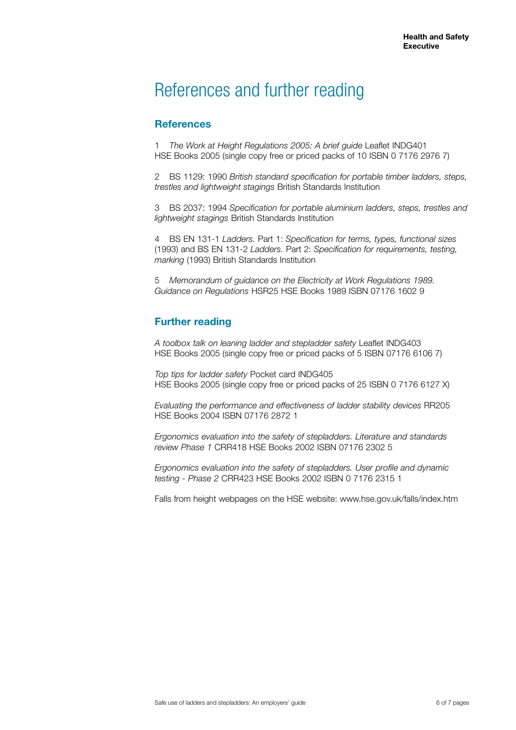# References and further reading

## References

1 *The Work at Height Regulations 2005: A brief guide* Leaflet INDG401 HSE Books 2005 (single copy free or priced packs of 10 ISBN 0 7176 2976 7)

2 BS 1129: 1990 *British standard specification for portable timber ladders, steps, trestles and lightweight stagings* British Standards Institution

3 BS 2037: 1994 *Specification for portable aluminium ladders, steps, trestles and lightweight stagings* British Standards Institution

4 BS EN 131-1 *Ladders.* Part 1: *Specification for terms, types, functional sizes* (1993) and BS EN 131-2 *Ladders.* Part 2: *Specification for requirements, testing, marking* (1993) British Standards Institution

5 *Memorandum of guidance on the Electricity at Work Regulations 1989. Guidance on Regulations* HSR25 HSE Books 1989 ISBN 07176 1602 9

## Further reading

*A toolbox talk on leaning ladder and stepladder safety* Leaflet INDG403 HSE Books 2005 (single copy free or priced packs of 5 ISBN 07176 6106 7)

*Top tips for ladder safety* Pocket card INDG405 HSE Books 2005 (single copy free or priced packs of 25 ISBN 0 7176 6127 X)

*Evaluating the performance and effectiveness of ladder stability devices* RR205 HSE Books 2004 ISBN 07176 2872 1

*Ergonomics evaluation into the safety of stepladders. Literature and standards review Phase 1* CRR418 HSE Books 2002 ISBN 07176 2302 5

*Ergonomics evaluation into the safety of stepladders. User profile and dynamic testing - Phase 2* CRR423 HSE Books 2002 ISBN 0 7176 2315 1

Falls from height webpages on the HSE website: www.hse.gov.uk/falls/index.htm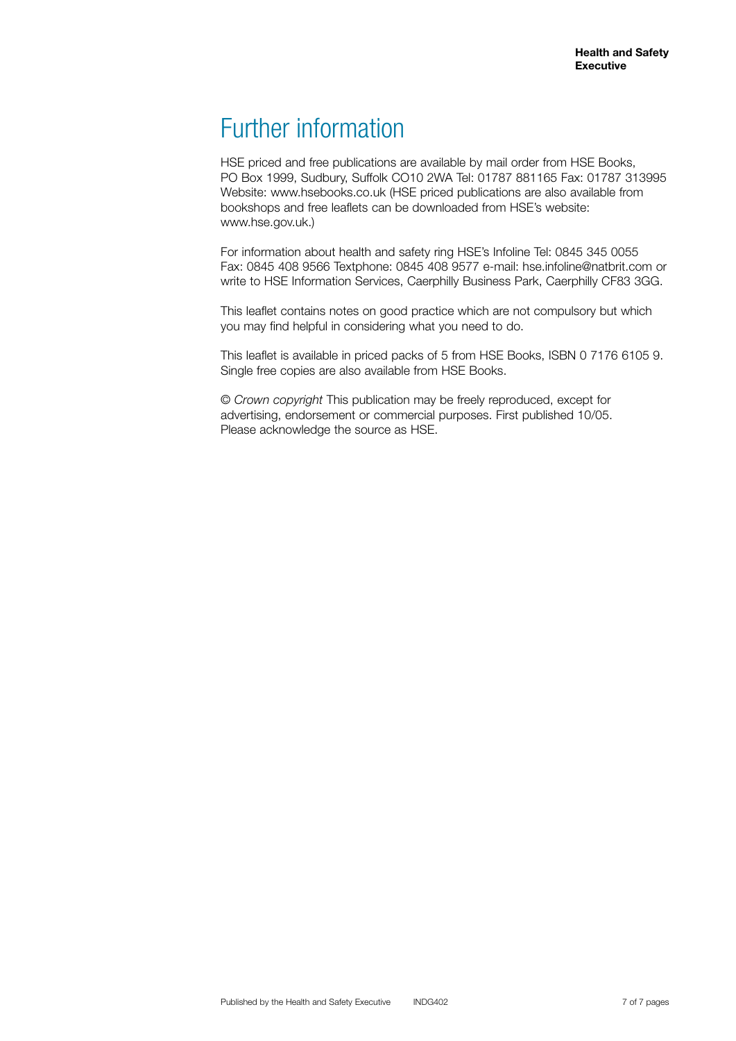# Further information

HSE priced and free publications are available by mail order from HSE Books, PO Box 1999, Sudbury, Suffolk CO10 2WA Tel: 01787 881165 Fax: 01787 313995 Website: www.hsebooks.co.uk (HSE priced publications are also available from bookshops and free leaflets can be downloaded from HSE's website: www.hse.gov.uk.)

For information about health and safety ring HSE's Infoline Tel: 0845 345 0055 Fax: 0845 408 9566 Textphone: 0845 408 9577 e-mail: hse.infoline@natbrit.com or write to HSE Information Services, Caerphilly Business Park, Caerphilly CF83 3GG.

This leaflet contains notes on good practice which are not compulsory but which you may find helpful in considering what you need to do.

This leaflet is available in priced packs of 5 from HSE Books, ISBN 0 7176 6105 9. Single free copies are also available from HSE Books.

© *Crown copyright* This publication may be freely reproduced, except for advertising, endorsement or commercial purposes. First published 10/05. Please acknowledge the source as HSE.

Published by the Health and Safety Executive INDG402